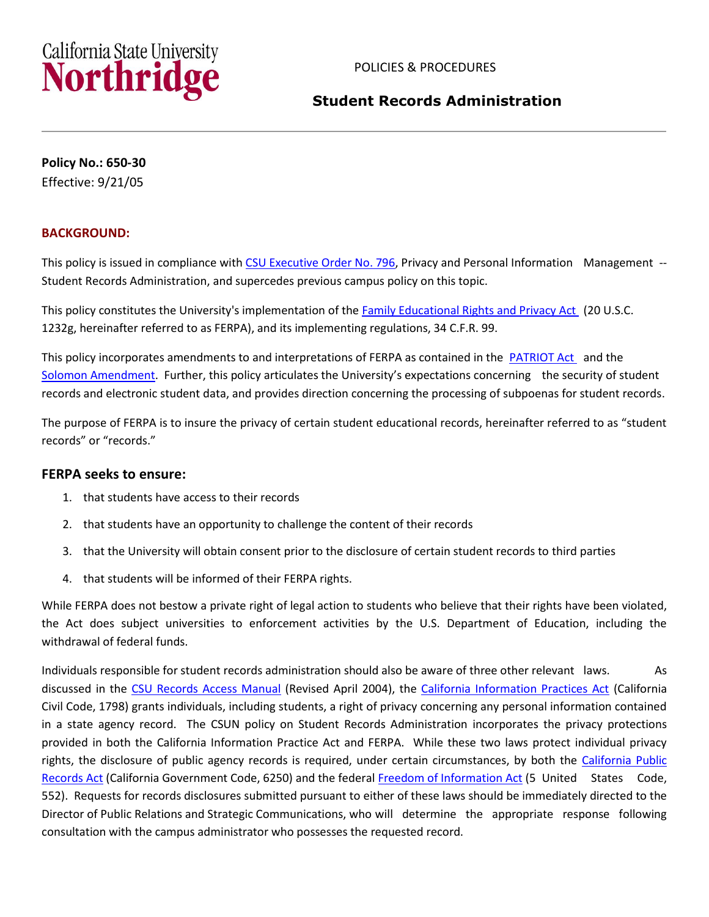California State University **Northridge**

POLICIES & PROCEDURES

# Student Records Administration

**Policy No.: 650-30**
Effective: 9/21/05

## BACKGROUND:

This policy is issued in compliance with CSU Executive Order No. 796, Privacy and Personal Information Management -- Student Records Administration, and supercedes previous campus policy on this topic.

This policy constitutes the University's implementation of the Family Educational Rights and Privacy Act (20 U.S.C. 1232g, hereinafter referred to as FERPA), and its implementing regulations, 34 C.F.R. 99.

This policy incorporates amendments to and interpretations of FERPA as contained in the PATRIOT Act and the Solomon Amendment. Further, this policy articulates the University's expectations concerning the security of student records and electronic student data, and provides direction concerning the processing of subpoenas for student records.

The purpose of FERPA is to insure the privacy of certain student educational records, hereinafter referred to as "student records" or "records."

### FERPA seeks to ensure:

1. that students have access to their records
2. that students have an opportunity to challenge the content of their records
3. that the University will obtain consent prior to the disclosure of certain student records to third parties
4. that students will be informed of their FERPA rights.

While FERPA does not bestow a private right of legal action to students who believe that their rights have been violated, the Act does subject universities to enforcement activities by the U.S. Department of Education, including the withdrawal of federal funds.

Individuals responsible for student records administration should also be aware of three other relevant laws. As discussed in the CSU Records Access Manual (Revised April 2004), the California Information Practices Act (California Civil Code, 1798) grants individuals, including students, a right of privacy concerning any personal information contained in a state agency record. The CSUN policy on Student Records Administration incorporates the privacy protections provided in both the California Information Practice Act and FERPA. While these two laws protect individual privacy rights, the disclosure of public agency records is required, under certain circumstances, by both the California Public Records Act (California Government Code, 6250) and the federal Freedom of Information Act (5 United States Code, 552). Requests for records disclosures submitted pursuant to either of these laws should be immediately directed to the Director of Public Relations and Strategic Communications, who will determine the appropriate response following consultation with the campus administrator who possesses the requested record.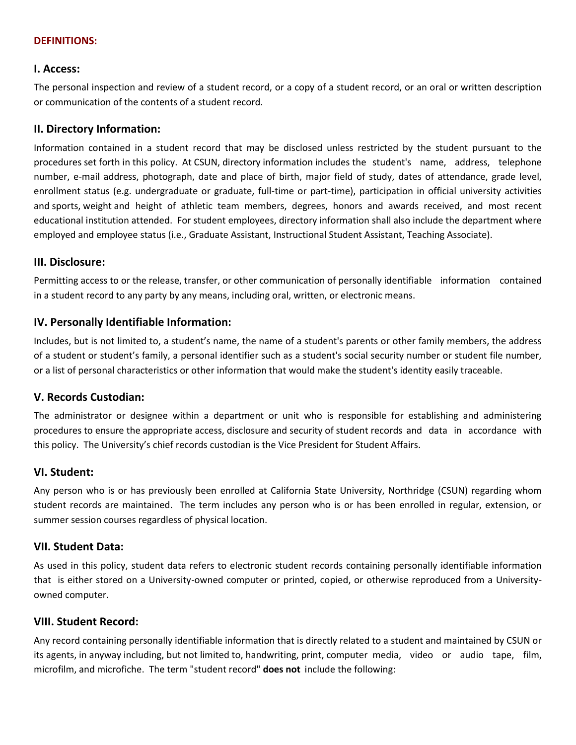**DEFINITIONS:**

### I. Access:

The personal inspection and review of a student record, or a copy of a student record, or an oral or written description or communication of the contents of a student record.

### II. Directory Information:

Information contained in a student record that may be disclosed unless restricted by the student pursuant to the procedures set forth in this policy. At CSUN, directory information includes the student's name, address, telephone number, e-mail address, photograph, date and place of birth, major field of study, dates of attendance, grade level, enrollment status (e.g. undergraduate or graduate, full-time or part-time), participation in official university activities and sports, weight and height of athletic team members, degrees, honors and awards received, and most recent educational institution attended. For student employees, directory information shall also include the department where employed and employee status (i.e., Graduate Assistant, Instructional Student Assistant, Teaching Associate).

### III. Disclosure:

Permitting access to or the release, transfer, or other communication of personally identifiable information contained in a student record to any party by any means, including oral, written, or electronic means.

### IV. Personally Identifiable Information:

Includes, but is not limited to, a student's name, the name of a student's parents or other family members, the address of a student or student's family, a personal identifier such as a student's social security number or student file number, or a list of personal characteristics or other information that would make the student's identity easily traceable.

### V. Records Custodian:

The administrator or designee within a department or unit who is responsible for establishing and administering procedures to ensure the appropriate access, disclosure and security of student records and data in accordance with this policy. The University's chief records custodian is the Vice President for Student Affairs.

### VI. Student:

Any person who is or has previously been enrolled at California State University, Northridge (CSUN) regarding whom student records are maintained. The term includes any person who is or has been enrolled in regular, extension, or summer session courses regardless of physical location.

### VII. Student Data:

As used in this policy, student data refers to electronic student records containing personally identifiable information that is either stored on a University-owned computer or printed, copied, or otherwise reproduced from a University-owned computer.

### VIII. Student Record:

Any record containing personally identifiable information that is directly related to a student and maintained by CSUN or its agents, in anyway including, but not limited to, handwriting, print, computer media, video or audio tape, film, microfilm, and microfiche. The term "student record" **does not** include the following: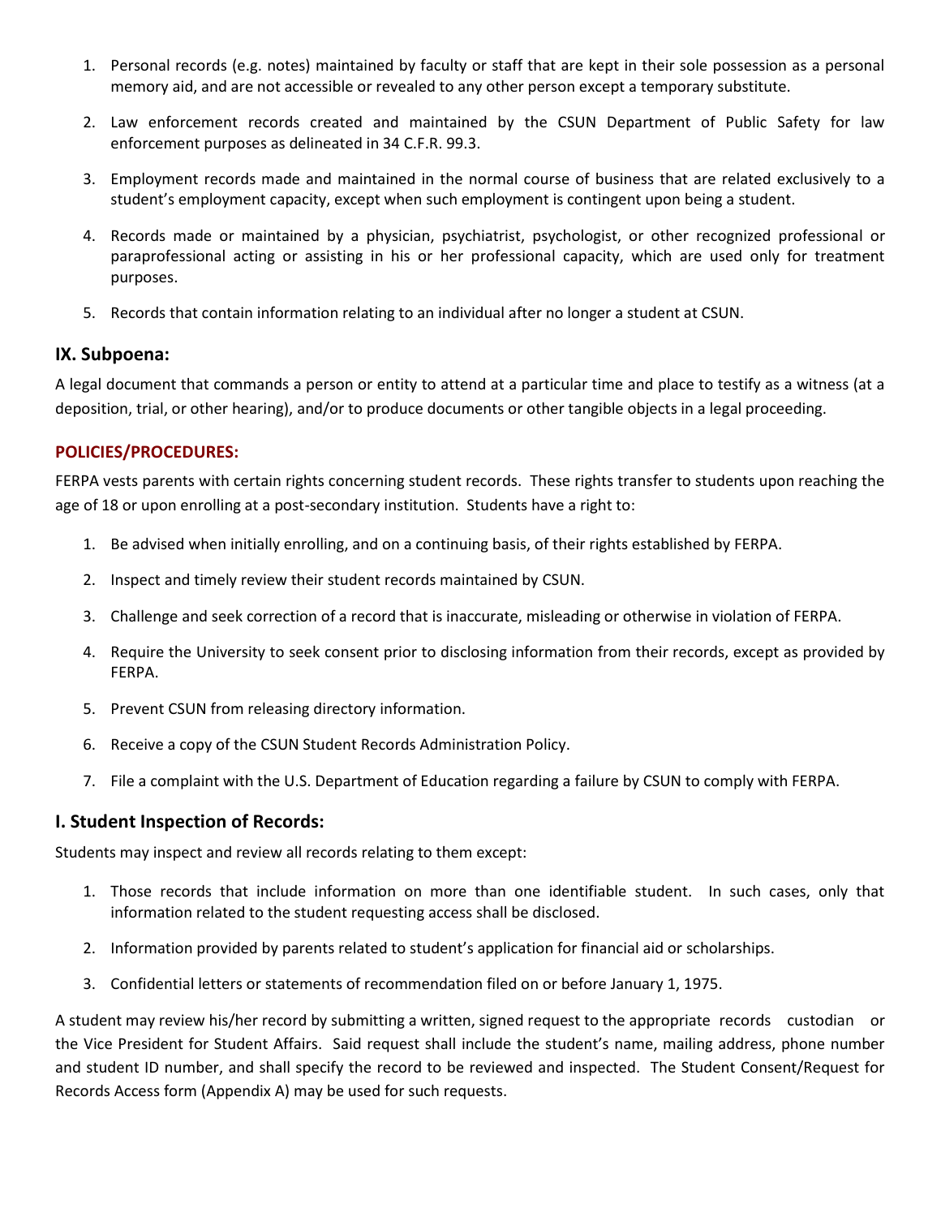1. Personal records (e.g. notes) maintained by faculty or staff that are kept in their sole possession as a personal memory aid, and are not accessible or revealed to any other person except a temporary substitute.

2. Law enforcement records created and maintained by the CSUN Department of Public Safety for law enforcement purposes as delineated in 34 C.F.R. 99.3.

3. Employment records made and maintained in the normal course of business that are related exclusively to a student's employment capacity, except when such employment is contingent upon being a student.

4. Records made or maintained by a physician, psychiatrist, psychologist, or other recognized professional or paraprofessional acting or assisting in his or her professional capacity, which are used only for treatment purposes.

5. Records that contain information relating to an individual after no longer a student at CSUN.

### IX. Subpoena:

A legal document that commands a person or entity to attend at a particular time and place to testify as a witness (at a deposition, trial, or other hearing), and/or to produce documents or other tangible objects in a legal proceeding.

## POLICIES/PROCEDURES:

FERPA vests parents with certain rights concerning student records. These rights transfer to students upon reaching the age of 18 or upon enrolling at a post-secondary institution. Students have a right to:

1. Be advised when initially enrolling, and on a continuing basis, of their rights established by FERPA.

2. Inspect and timely review their student records maintained by CSUN.

3. Challenge and seek correction of a record that is inaccurate, misleading or otherwise in violation of FERPA.

4. Require the University to seek consent prior to disclosing information from their records, except as provided by FERPA.

5. Prevent CSUN from releasing directory information.

6. Receive a copy of the CSUN Student Records Administration Policy.

7. File a complaint with the U.S. Department of Education regarding a failure by CSUN to comply with FERPA.

### I. Student Inspection of Records:

Students may inspect and review all records relating to them except:

1. Those records that include information on more than one identifiable student. In such cases, only that information related to the student requesting access shall be disclosed.

2. Information provided by parents related to student's application for financial aid or scholarships.

3. Confidential letters or statements of recommendation filed on or before January 1, 1975.

A student may review his/her record by submitting a written, signed request to the appropriate records custodian or the Vice President for Student Affairs. Said request shall include the student's name, mailing address, phone number and student ID number, and shall specify the record to be reviewed and inspected. The Student Consent/Request for Records Access form (Appendix A) may be used for such requests.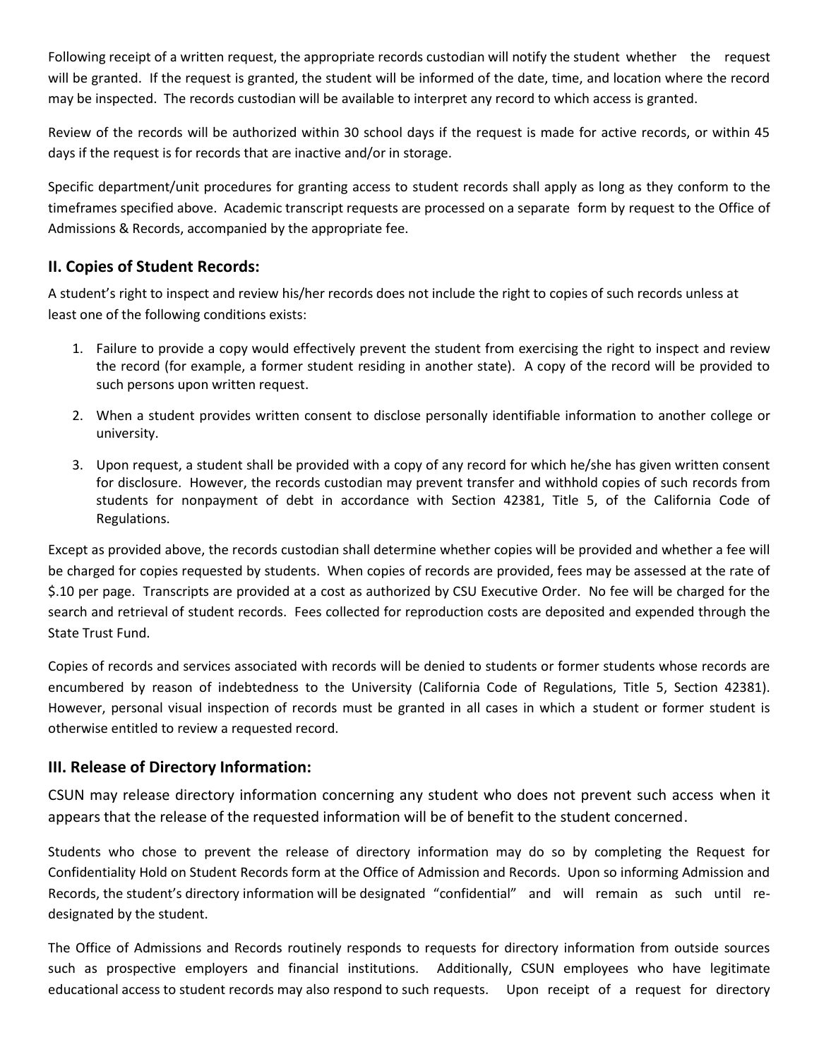Following receipt of a written request, the appropriate records custodian will notify the student whether the request will be granted. If the request is granted, the student will be informed of the date, time, and location where the record may be inspected. The records custodian will be available to interpret any record to which access is granted.

Review of the records will be authorized within 30 school days if the request is made for active records, or within 45 days if the request is for records that are inactive and/or in storage.

Specific department/unit procedures for granting access to student records shall apply as long as they conform to the timeframes specified above. Academic transcript requests are processed on a separate form by request to the Office of Admissions & Records, accompanied by the appropriate fee.

## II. Copies of Student Records:

A student's right to inspect and review his/her records does not include the right to copies of such records unless at least one of the following conditions exists:

1. Failure to provide a copy would effectively prevent the student from exercising the right to inspect and review the record (for example, a former student residing in another state). A copy of the record will be provided to such persons upon written request.
2. When a student provides written consent to disclose personally identifiable information to another college or university.
3. Upon request, a student shall be provided with a copy of any record for which he/she has given written consent for disclosure. However, the records custodian may prevent transfer and withhold copies of such records from students for nonpayment of debt in accordance with Section 42381, Title 5, of the California Code of Regulations.

Except as provided above, the records custodian shall determine whether copies will be provided and whether a fee will be charged for copies requested by students. When copies of records are provided, fees may be assessed at the rate of $.10 per page. Transcripts are provided at a cost as authorized by CSU Executive Order. No fee will be charged for the search and retrieval of student records. Fees collected for reproduction costs are deposited and expended through the State Trust Fund.

Copies of records and services associated with records will be denied to students or former students whose records are encumbered by reason of indebtedness to the University (California Code of Regulations, Title 5, Section 42381). However, personal visual inspection of records must be granted in all cases in which a student or former student is otherwise entitled to review a requested record.

## III. Release of Directory Information:

CSUN may release directory information concerning any student who does not prevent such access when it appears that the release of the requested information will be of benefit to the student concerned.

Students who chose to prevent the release of directory information may do so by completing the Request for Confidentiality Hold on Student Records form at the Office of Admission and Records. Upon so informing Admission and Records, the student's directory information will be designated "confidential" and will remain as such until re-designated by the student.

The Office of Admissions and Records routinely responds to requests for directory information from outside sources such as prospective employers and financial institutions. Additionally, CSUN employees who have legitimate educational access to student records may also respond to such requests. Upon receipt of a request for directory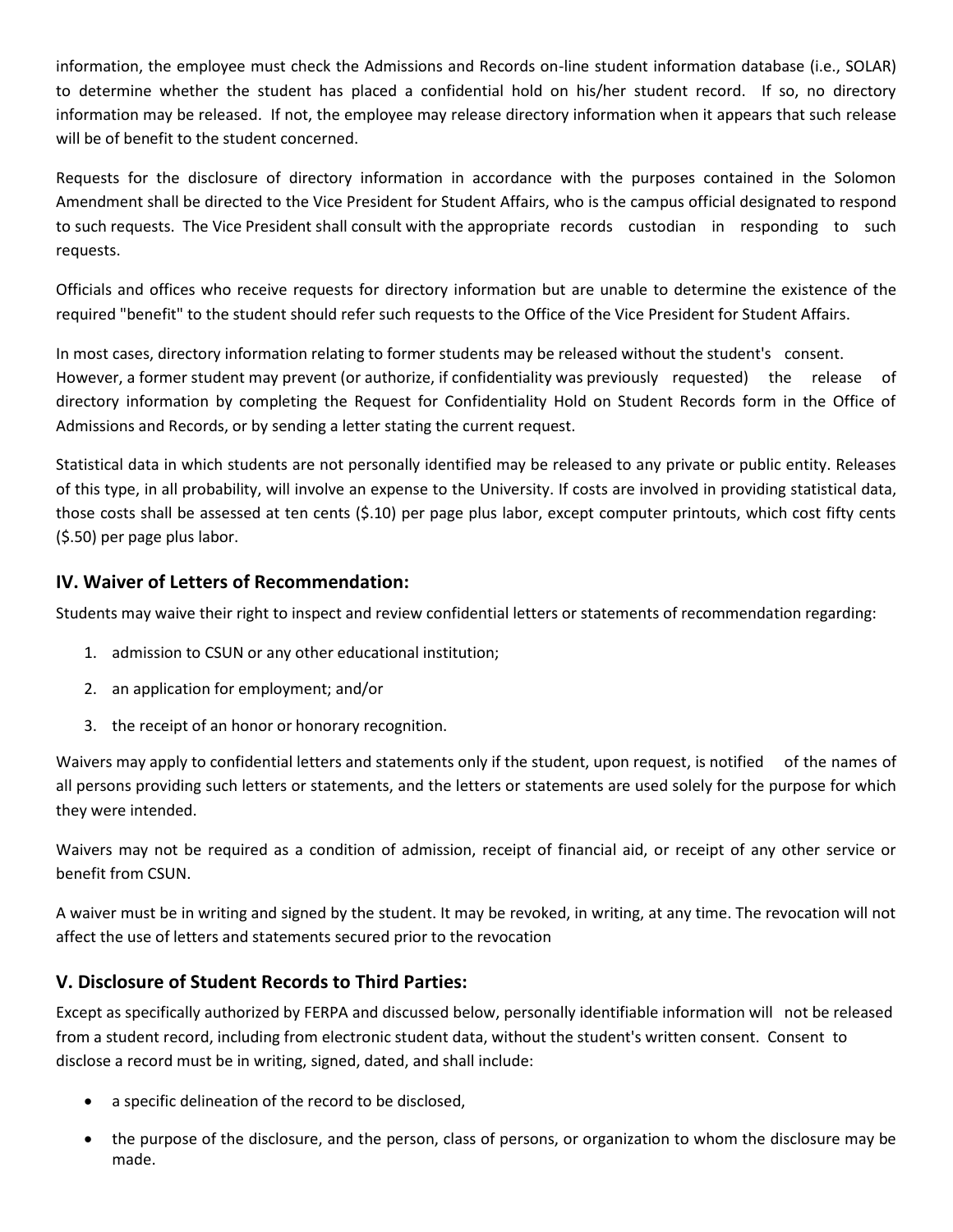information, the employee must check the Admissions and Records on-line student information database (i.e., SOLAR) to determine whether the student has placed a confidential hold on his/her student record. If so, no directory information may be released. If not, the employee may release directory information when it appears that such release will be of benefit to the student concerned.

Requests for the disclosure of directory information in accordance with the purposes contained in the Solomon Amendment shall be directed to the Vice President for Student Affairs, who is the campus official designated to respond to such requests. The Vice President shall consult with the appropriate records custodian in responding to such requests.

Officials and offices who receive requests for directory information but are unable to determine the existence of the required "benefit" to the student should refer such requests to the Office of the Vice President for Student Affairs.

In most cases, directory information relating to former students may be released without the student's consent. However, a former student may prevent (or authorize, if confidentiality was previously requested) the release of directory information by completing the Request for Confidentiality Hold on Student Records form in the Office of Admissions and Records, or by sending a letter stating the current request.

Statistical data in which students are not personally identified may be released to any private or public entity. Releases of this type, in all probability, will involve an expense to the University. If costs are involved in providing statistical data, those costs shall be assessed at ten cents ($.10) per page plus labor, except computer printouts, which cost fifty cents ($.50) per page plus labor.

## IV. Waiver of Letters of Recommendation:

Students may waive their right to inspect and review confidential letters or statements of recommendation regarding:

1. admission to CSUN or any other educational institution;
2. an application for employment; and/or
3. the receipt of an honor or honorary recognition.

Waivers may apply to confidential letters and statements only if the student, upon request, is notified of the names of all persons providing such letters or statements, and the letters or statements are used solely for the purpose for which they were intended.

Waivers may not be required as a condition of admission, receipt of financial aid, or receipt of any other service or benefit from CSUN.

A waiver must be in writing and signed by the student. It may be revoked, in writing, at any time. The revocation will not affect the use of letters and statements secured prior to the revocation

## V. Disclosure of Student Records to Third Parties:

Except as specifically authorized by FERPA and discussed below, personally identifiable information will not be released from a student record, including from electronic student data, without the student's written consent. Consent to disclose a record must be in writing, signed, dated, and shall include:

- a specific delineation of the record to be disclosed,
- the purpose of the disclosure, and the person, class of persons, or organization to whom the disclosure may be made.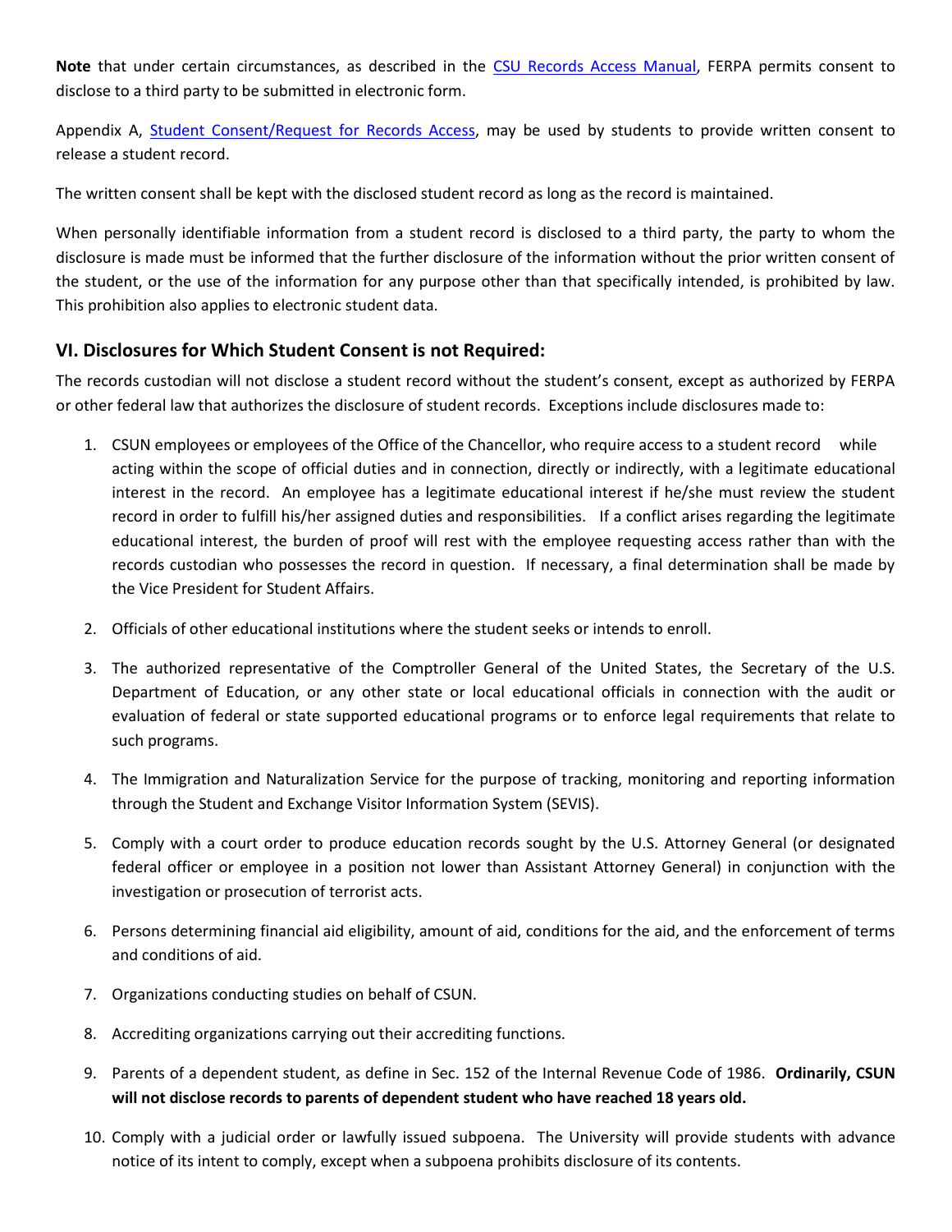**Note** that under certain circumstances, as described in the [CSU Records Access Manual](), FERPA permits consent to disclose to a third party to be submitted in electronic form.

Appendix A, [Student Consent/Request for Records Access](), may be used by students to provide written consent to release a student record.

The written consent shall be kept with the disclosed student record as long as the record is maintained.

When personally identifiable information from a student record is disclosed to a third party, the party to whom the disclosure is made must be informed that the further disclosure of the information without the prior written consent of the student, or the use of the information for any purpose other than that specifically intended, is prohibited by law. This prohibition also applies to electronic student data.

## VI. Disclosures for Which Student Consent is not Required:

The records custodian will not disclose a student record without the student's consent, except as authorized by FERPA or other federal law that authorizes the disclosure of student records. Exceptions include disclosures made to:

1. CSUN employees or employees of the Office of the Chancellor, who require access to a student record while acting within the scope of official duties and in connection, directly or indirectly, with a legitimate educational interest in the record. An employee has a legitimate educational interest if he/she must review the student record in order to fulfill his/her assigned duties and responsibilities. If a conflict arises regarding the legitimate educational interest, the burden of proof will rest with the employee requesting access rather than with the records custodian who possesses the record in question. If necessary, a final determination shall be made by the Vice President for Student Affairs.

2. Officials of other educational institutions where the student seeks or intends to enroll.

3. The authorized representative of the Comptroller General of the United States, the Secretary of the U.S. Department of Education, or any other state or local educational officials in connection with the audit or evaluation of federal or state supported educational programs or to enforce legal requirements that relate to such programs.

4. The Immigration and Naturalization Service for the purpose of tracking, monitoring and reporting information through the Student and Exchange Visitor Information System (SEVIS).

5. Comply with a court order to produce education records sought by the U.S. Attorney General (or designated federal officer or employee in a position not lower than Assistant Attorney General) in conjunction with the investigation or prosecution of terrorist acts.

6. Persons determining financial aid eligibility, amount of aid, conditions for the aid, and the enforcement of terms and conditions of aid.

7. Organizations conducting studies on behalf of CSUN.

8. Accrediting organizations carrying out their accrediting functions.

9. Parents of a dependent student, as define in Sec. 152 of the Internal Revenue Code of 1986. **Ordinarily, CSUN will not disclose records to parents of dependent student who have reached 18 years old.**

10. Comply with a judicial order or lawfully issued subpoena. The University will provide students with advance notice of its intent to comply, except when a subpoena prohibits disclosure of its contents.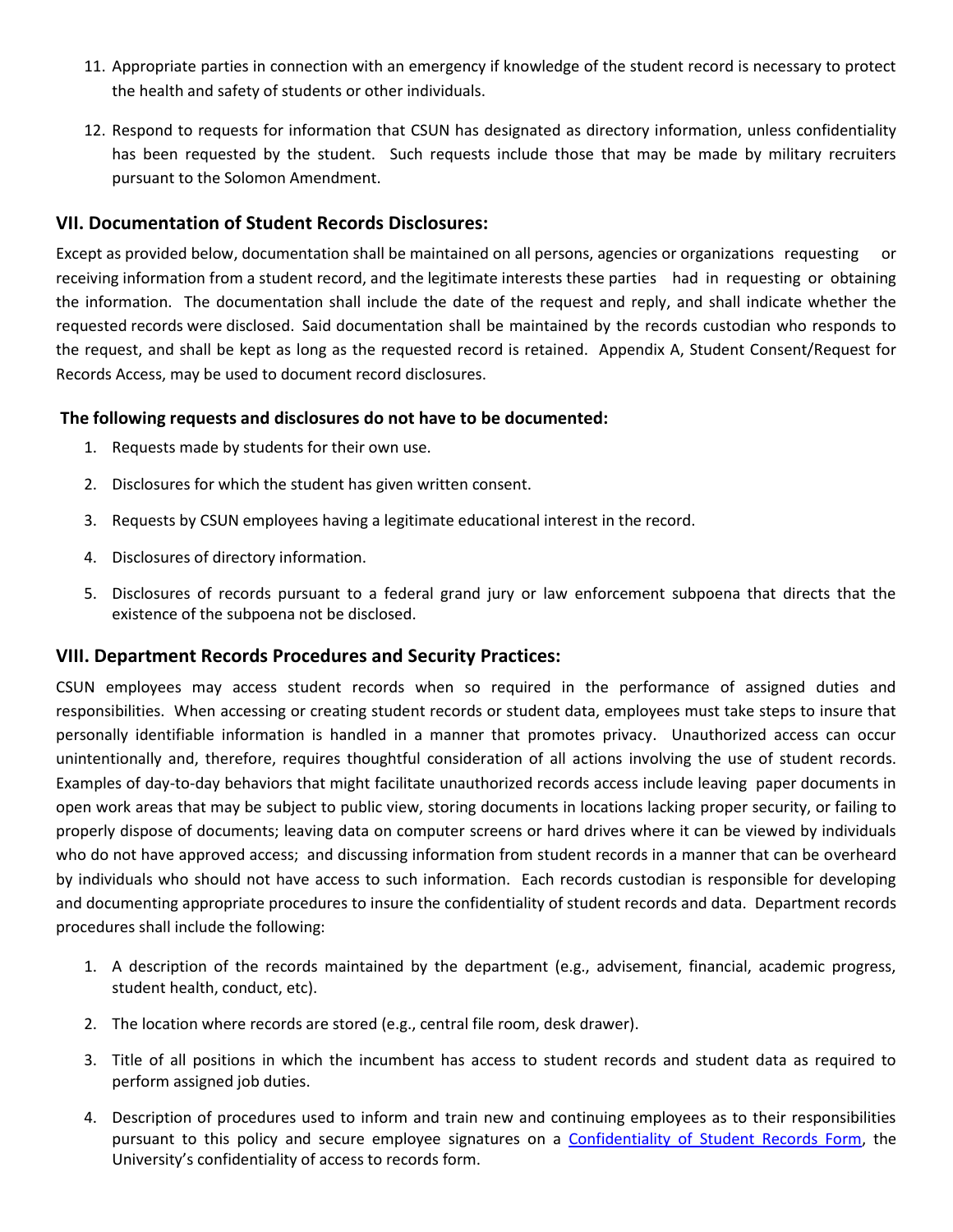11. Appropriate parties in connection with an emergency if knowledge of the student record is necessary to protect the health and safety of students or other individuals.

12. Respond to requests for information that CSUN has designated as directory information, unless confidentiality has been requested by the student. Such requests include those that may be made by military recruiters pursuant to the Solomon Amendment.

## VII. Documentation of Student Records Disclosures:

Except as provided below, documentation shall be maintained on all persons, agencies or organizations requesting or receiving information from a student record, and the legitimate interests these parties had in requesting or obtaining the information. The documentation shall include the date of the request and reply, and shall indicate whether the requested records were disclosed. Said documentation shall be maintained by the records custodian who responds to the request, and shall be kept as long as the requested record is retained. Appendix A, Student Consent/Request for Records Access, may be used to document record disclosures.

**The following requests and disclosures do not have to be documented:**

1. Requests made by students for their own use.
2. Disclosures for which the student has given written consent.
3. Requests by CSUN employees having a legitimate educational interest in the record.
4. Disclosures of directory information.
5. Disclosures of records pursuant to a federal grand jury or law enforcement subpoena that directs that the existence of the subpoena not be disclosed.

## VIII. Department Records Procedures and Security Practices:

CSUN employees may access student records when so required in the performance of assigned duties and responsibilities. When accessing or creating student records or student data, employees must take steps to insure that personally identifiable information is handled in a manner that promotes privacy. Unauthorized access can occur unintentionally and, therefore, requires thoughtful consideration of all actions involving the use of student records. Examples of day-to-day behaviors that might facilitate unauthorized records access include leaving paper documents in open work areas that may be subject to public view, storing documents in locations lacking proper security, or failing to properly dispose of documents; leaving data on computer screens or hard drives where it can be viewed by individuals who do not have approved access; and discussing information from student records in a manner that can be overheard by individuals who should not have access to such information. Each records custodian is responsible for developing and documenting appropriate procedures to insure the confidentiality of student records and data. Department records procedures shall include the following:

1. A description of the records maintained by the department (e.g., advisement, financial, academic progress, student health, conduct, etc).
2. The location where records are stored (e.g., central file room, desk drawer).
3. Title of all positions in which the incumbent has access to student records and student data as required to perform assigned job duties.
4. Description of procedures used to inform and train new and continuing employees as to their responsibilities pursuant to this policy and secure employee signatures on a [Confidentiality of Student Records Form](), the University's confidentiality of access to records form.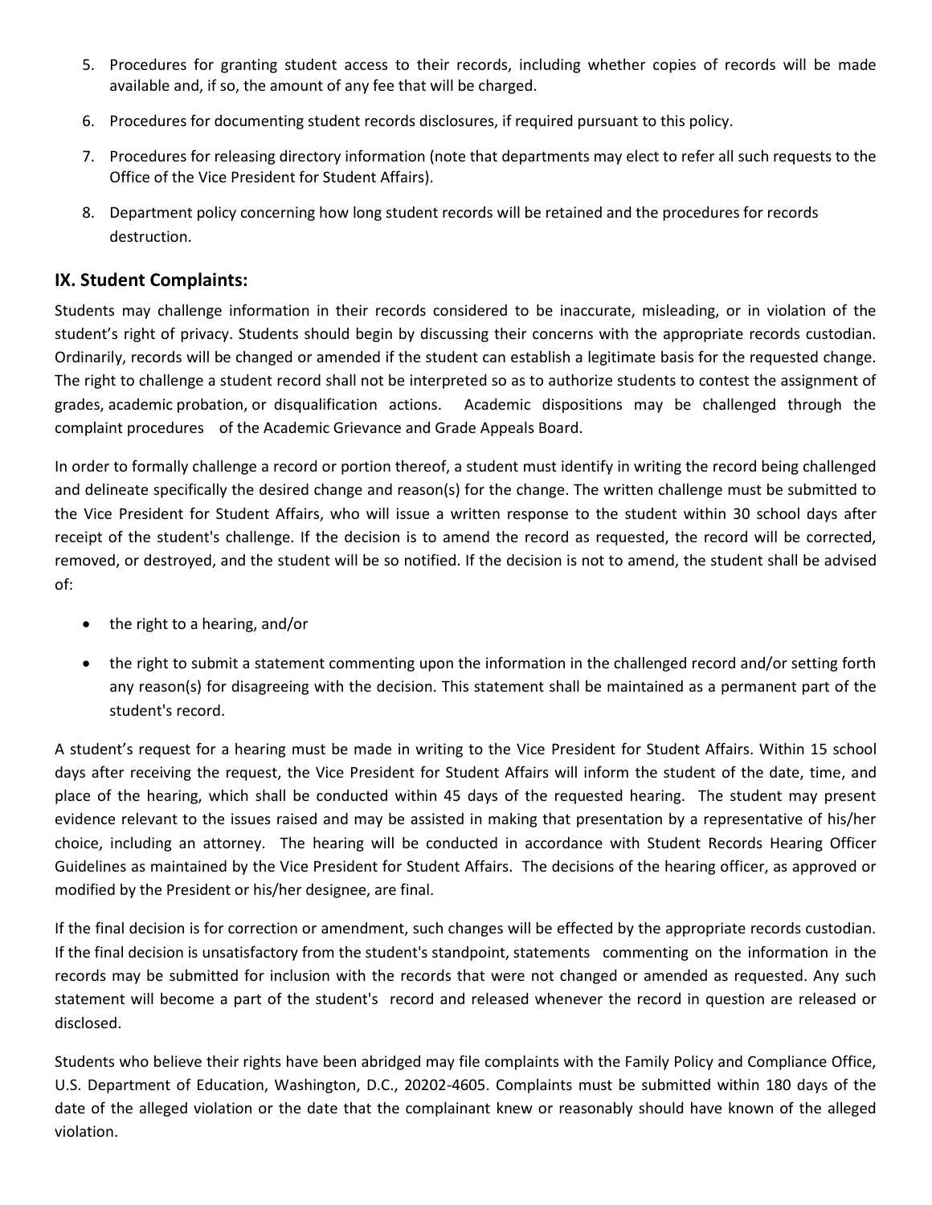5. Procedures for granting student access to their records, including whether copies of records will be made available and, if so, the amount of any fee that will be charged.

6. Procedures for documenting student records disclosures, if required pursuant to this policy.

7. Procedures for releasing directory information (note that departments may elect to refer all such requests to the Office of the Vice President for Student Affairs).

8. Department policy concerning how long student records will be retained and the procedures for records destruction.

## IX. Student Complaints:

Students may challenge information in their records considered to be inaccurate, misleading, or in violation of the student's right of privacy. Students should begin by discussing their concerns with the appropriate records custodian. Ordinarily, records will be changed or amended if the student can establish a legitimate basis for the requested change. The right to challenge a student record shall not be interpreted so as to authorize students to contest the assignment of grades, academic probation, or disqualification actions. Academic dispositions may be challenged through the complaint procedures of the Academic Grievance and Grade Appeals Board.

In order to formally challenge a record or portion thereof, a student must identify in writing the record being challenged and delineate specifically the desired change and reason(s) for the change. The written challenge must be submitted to the Vice President for Student Affairs, who will issue a written response to the student within 30 school days after receipt of the student's challenge. If the decision is to amend the record as requested, the record will be corrected, removed, or destroyed, and the student will be so notified. If the decision is not to amend, the student shall be advised of:

- the right to a hearing, and/or
- the right to submit a statement commenting upon the information in the challenged record and/or setting forth any reason(s) for disagreeing with the decision. This statement shall be maintained as a permanent part of the student's record.

A student's request for a hearing must be made in writing to the Vice President for Student Affairs. Within 15 school days after receiving the request, the Vice President for Student Affairs will inform the student of the date, time, and place of the hearing, which shall be conducted within 45 days of the requested hearing. The student may present evidence relevant to the issues raised and may be assisted in making that presentation by a representative of his/her choice, including an attorney. The hearing will be conducted in accordance with Student Records Hearing Officer Guidelines as maintained by the Vice President for Student Affairs. The decisions of the hearing officer, as approved or modified by the President or his/her designee, are final.

If the final decision is for correction or amendment, such changes will be effected by the appropriate records custodian. If the final decision is unsatisfactory from the student's standpoint, statements commenting on the information in the records may be submitted for inclusion with the records that were not changed or amended as requested. Any such statement will become a part of the student's record and released whenever the record in question are released or disclosed.

Students who believe their rights have been abridged may file complaints with the Family Policy and Compliance Office, U.S. Department of Education, Washington, D.C., 20202-4605. Complaints must be submitted within 180 days of the date of the alleged violation or the date that the complainant knew or reasonably should have known of the alleged violation.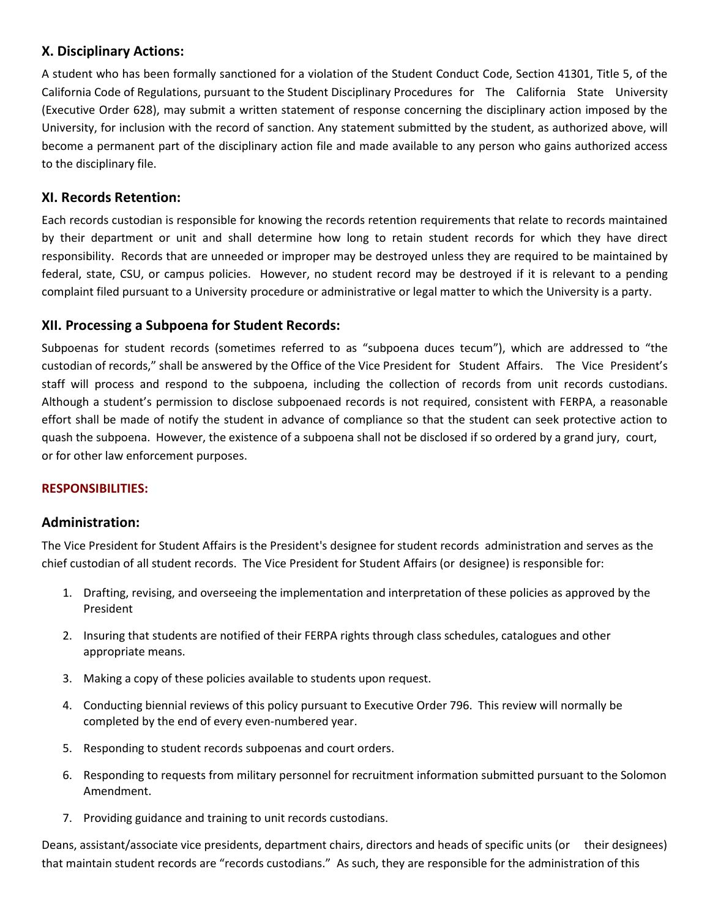## X. Disciplinary Actions:

A student who has been formally sanctioned for a violation of the Student Conduct Code, Section 41301, Title 5, of the California Code of Regulations, pursuant to the Student Disciplinary Procedures for The California State University (Executive Order 628), may submit a written statement of response concerning the disciplinary action imposed by the University, for inclusion with the record of sanction. Any statement submitted by the student, as authorized above, will become a permanent part of the disciplinary action file and made available to any person who gains authorized access to the disciplinary file.

## XI. Records Retention:

Each records custodian is responsible for knowing the records retention requirements that relate to records maintained by their department or unit and shall determine how long to retain student records for which they have direct responsibility. Records that are unneeded or improper may be destroyed unless they are required to be maintained by federal, state, CSU, or campus policies. However, no student record may be destroyed if it is relevant to a pending complaint filed pursuant to a University procedure or administrative or legal matter to which the University is a party.

## XII. Processing a Subpoena for Student Records:

Subpoenas for student records (sometimes referred to as "subpoena duces tecum"), which are addressed to "the custodian of records," shall be answered by the Office of the Vice President for Student Affairs. The Vice President's staff will process and respond to the subpoena, including the collection of records from unit records custodians. Although a student's permission to disclose subpoenaed records is not required, consistent with FERPA, a reasonable effort shall be made of notify the student in advance of compliance so that the student can seek protective action to quash the subpoena. However, the existence of a subpoena shall not be disclosed if so ordered by a grand jury, court, or for other law enforcement purposes.

**RESPONSIBILITIES:**

## Administration:

The Vice President for Student Affairs is the President's designee for student records administration and serves as the chief custodian of all student records. The Vice President for Student Affairs (or designee) is responsible for:

1. Drafting, revising, and overseeing the implementation and interpretation of these policies as approved by the President
2. Insuring that students are notified of their FERPA rights through class schedules, catalogues and other appropriate means.
3. Making a copy of these policies available to students upon request.
4. Conducting biennial reviews of this policy pursuant to Executive Order 796. This review will normally be completed by the end of every even-numbered year.
5. Responding to student records subpoenas and court orders.
6. Responding to requests from military personnel for recruitment information submitted pursuant to the Solomon Amendment.
7. Providing guidance and training to unit records custodians.

Deans, assistant/associate vice presidents, department chairs, directors and heads of specific units (or their designees) that maintain student records are "records custodians." As such, they are responsible for the administration of this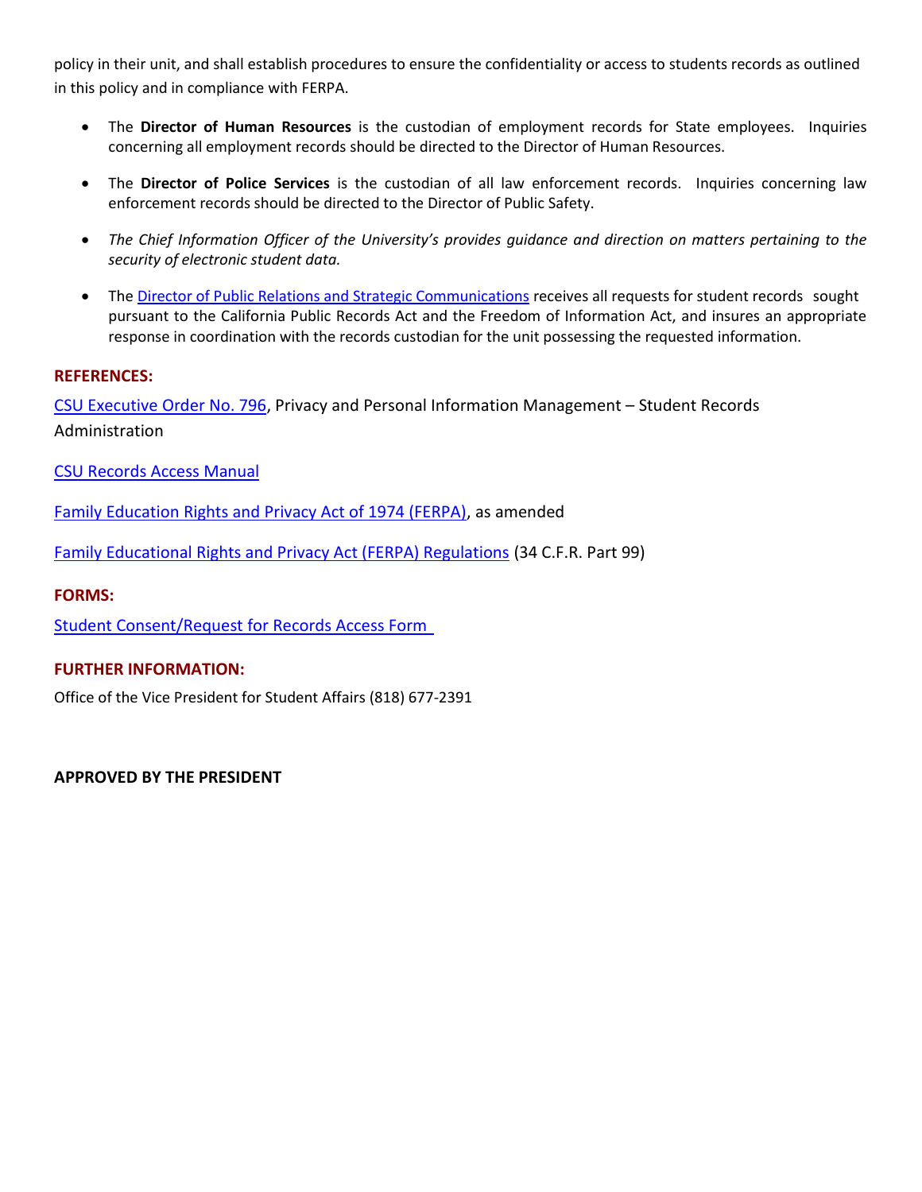policy in their unit, and shall establish procedures to ensure the confidentiality or access to students records as outlined in this policy and in compliance with FERPA.

- The **Director of Human Resources** is the custodian of employment records for State employees. Inquiries concerning all employment records should be directed to the Director of Human Resources.
- The **Director of Police Services** is the custodian of all law enforcement records. Inquiries concerning law enforcement records should be directed to the Director of Public Safety.
- *The Chief Information Officer of the University's provides guidance and direction on matters pertaining to the security of electronic student data.*
- The Director of Public Relations and Strategic Communications receives all requests for student records sought pursuant to the California Public Records Act and the Freedom of Information Act, and insures an appropriate response in coordination with the records custodian for the unit possessing the requested information.

## REFERENCES:

CSU Executive Order No. 796, Privacy and Personal Information Management – Student Records Administration

CSU Records Access Manual

Family Education Rights and Privacy Act of 1974 (FERPA), as amended

Family Educational Rights and Privacy Act (FERPA) Regulations (34 C.F.R. Part 99)

## FORMS:

Student Consent/Request for Records Access Form

## FURTHER INFORMATION:

Office of the Vice President for Student Affairs (818) 677-2391

**APPROVED BY THE PRESIDENT**